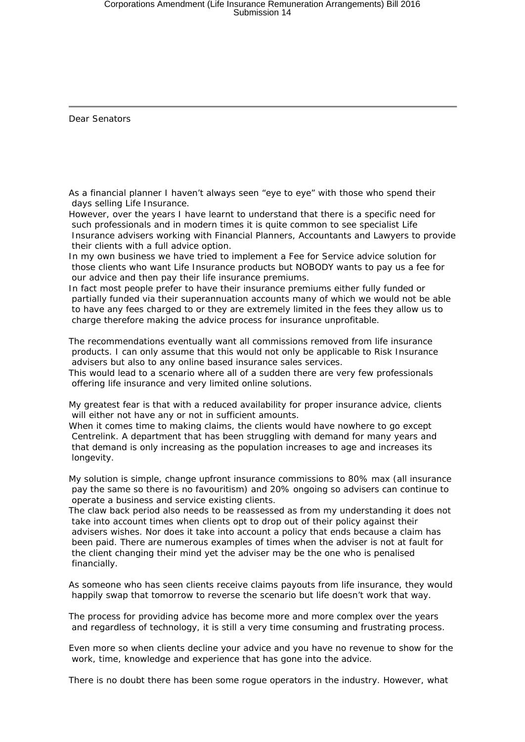Dear Senators

As a financial planner I haven't always seen "eye to eye" with those who spend their days selling Life Insurance.

However, over the years I have learnt to understand that there is a specific need for such professionals and in modern times it is quite common to see specialist Life Insurance advisers working with Financial Planners, Accountants and Lawyers to provide their clients with a full advice option.

In my own business we have tried to implement a Fee for Service advice solution for those clients who want Life Insurance products but NOBODY wants to pay us a fee for our advice and then pay their life insurance premiums.

In fact most people prefer to have their insurance premiums either fully funded or partially funded via their superannuation accounts many of which we would not be able to have any fees charged to or they are extremely limited in the fees they allow us to charge therefore making the advice process for insurance unprofitable.

The recommendations eventually want all commissions removed from life insurance products. I can only assume that this would not only be applicable to Risk Insurance advisers but also to any online based insurance sales services.

This would lead to a scenario where all of a sudden there are very few professionals offering life insurance and very limited online solutions.

My greatest fear is that with a reduced availability for proper insurance advice, clients will either not have any or not in sufficient amounts.

When it comes time to making claims, the clients would have nowhere to go except Centrelink. A department that has been struggling with demand for many years and that demand is only increasing as the population increases to age and increases its longevity.

My solution is simple, change upfront insurance commissions to 80% max (all insurance pay the same so there is no favouritism) and 20% ongoing so advisers can continue to operate a business and service existing clients.

The claw back period also needs to be reassessed as from my understanding it does not take into account times when clients opt to drop out of their policy against their advisers wishes. Nor does it take into account a policy that ends because a claim has been paid. There are numerous examples of times when the adviser is not at fault for the client changing their mind yet the adviser may be the one who is penalised financially.

As someone who has seen clients receive claims payouts from life insurance, they would happily swap that tomorrow to reverse the scenario but life doesn't work that way.

The process for providing advice has become more and more complex over the years and regardless of technology, it is still a very time consuming and frustrating process.

Even more so when clients decline your advice and you have no revenue to show for the work, time, knowledge and experience that has gone into the advice.

There is no doubt there has been some rogue operators in the industry. However, what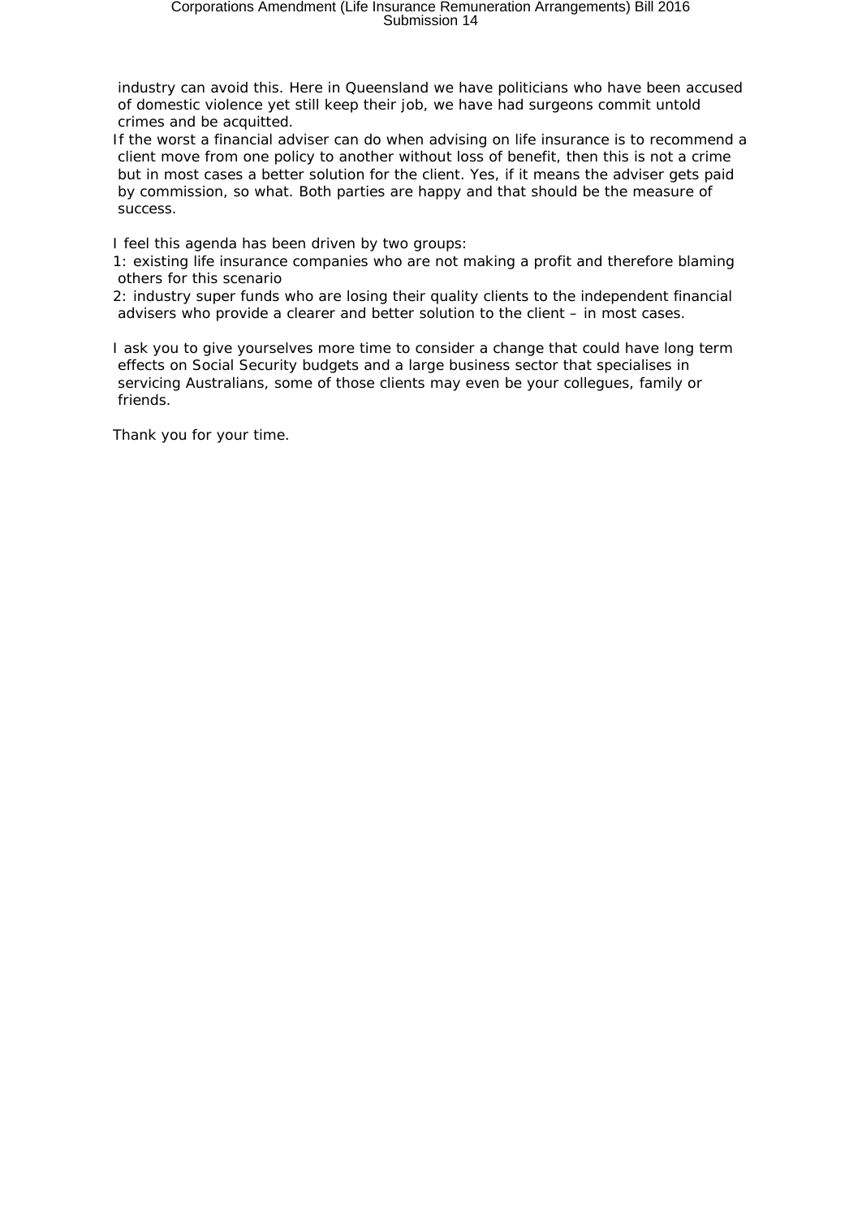industry can avoid this. Here in Queensland we have politicians who have been accused of domestic violence yet still keep their job, we have had surgeons commit untold crimes and be acquitted.

If the worst a financial adviser can do when advising on life insurance is to recommend a client move from one policy to another without loss of benefit, then this is not a crime but in most cases a better solution for the client. Yes, if it means the adviser gets paid by commission, so what. Both parties are happy and that should be the measure of success.

I feel this agenda has been driven by two groups:

1: existing life insurance companies who are not making a profit and therefore blaming others for this scenario

2: industry super funds who are losing their quality clients to the independent financial advisers who provide a clearer and better solution to the client – in most cases.

I ask you to give yourselves more time to consider a change that could have long term effects on Social Security budgets and a large business sector that specialises in servicing Australians, some of those clients may even be your collegues, family or friends.

Thank you for your time.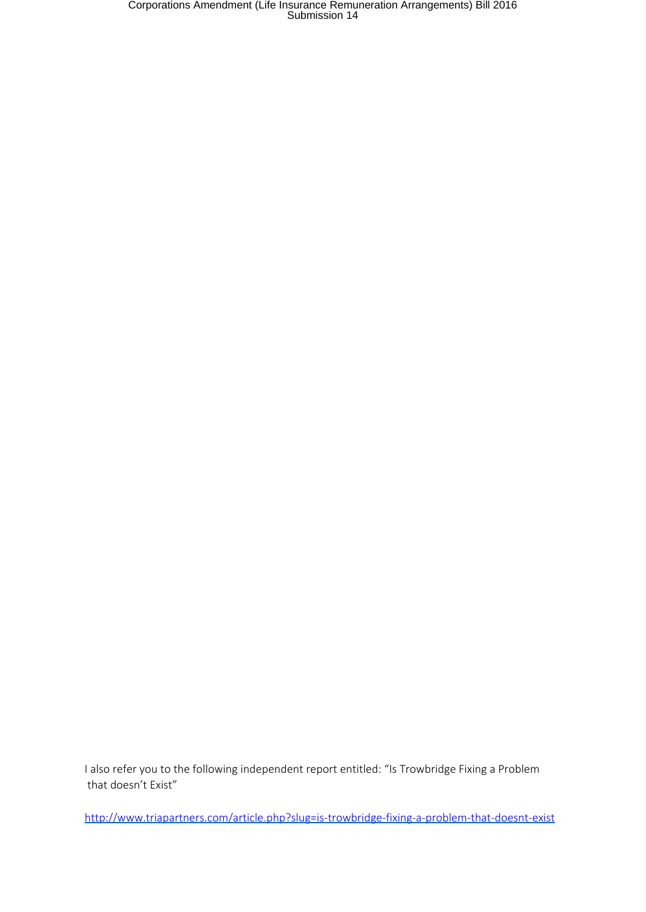I also refer you to the following independent report entitled: "Is Trowbridge Fixing a Problem that doesn't Exist"

http://www.triapartners.com/article.php?slug=is-trowbridge-fixing-a-problem-that-doesnt-exist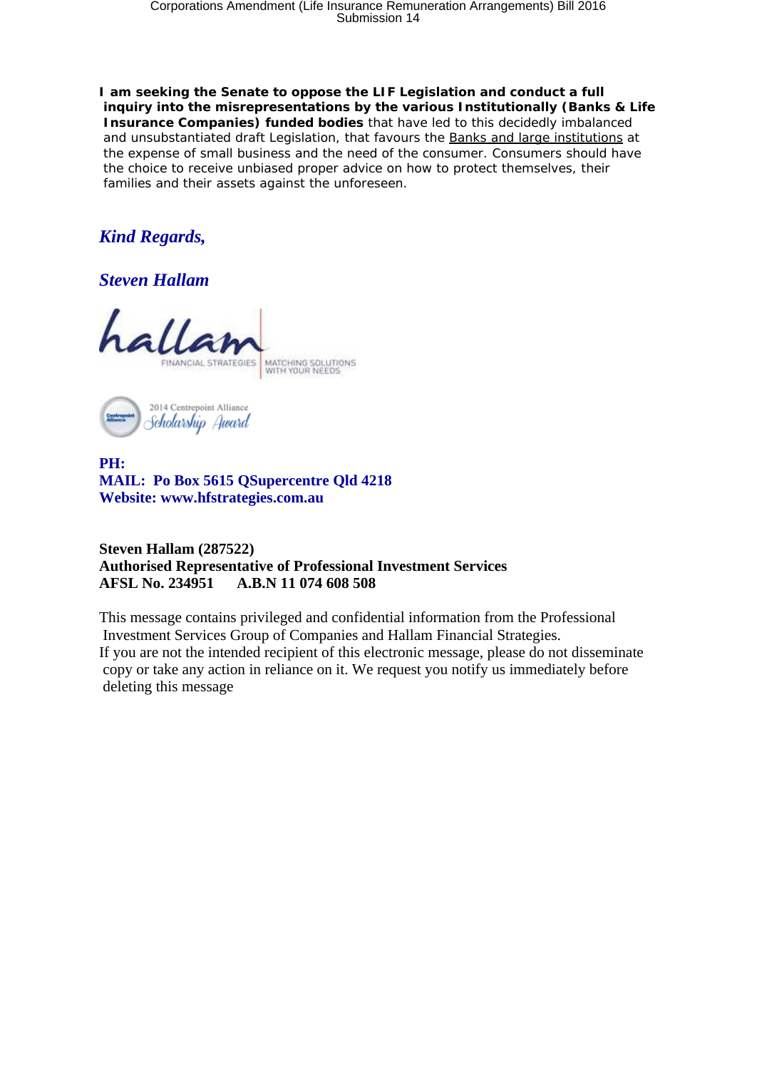**I am seeking the Senate to oppose the LIF Legislation and conduct a full inquiry into the misrepresentations by the various Institutionally (Banks & Life Insurance Companies) funded bodies** that have led to this decidedly imbalanced and unsubstantiated draft Legislation, that favours the Banks and large institutions at the expense of small business and the need of the consumer. Consumers should have the choice to receive unbiased proper advice on how to protect themselves, their families and their assets against the unforeseen.

***Kind Regards,***

***Steven Hallam***

hallam

FINANCIAL STRATEGIES | MATCHING SOLUTIONS WITH YOUR NEEDS

2014 Centrepoint Alliance Scholarship Award

**PH:**
**MAIL: Po Box 5615 QSupercentre Qld 4218**
**Website: www.hfstrategies.com.au**

**Steven Hallam (287522)**
**Authorised Representative of Professional Investment Services**
**AFSL No. 234951 A.B.N 11 074 608 508**

This message contains privileged and confidential information from the Professional Investment Services Group of Companies and Hallam Financial Strategies.
If you are not the intended recipient of this electronic message, please do not disseminate copy or take any action in reliance on it. We request you notify us immediately before deleting this message